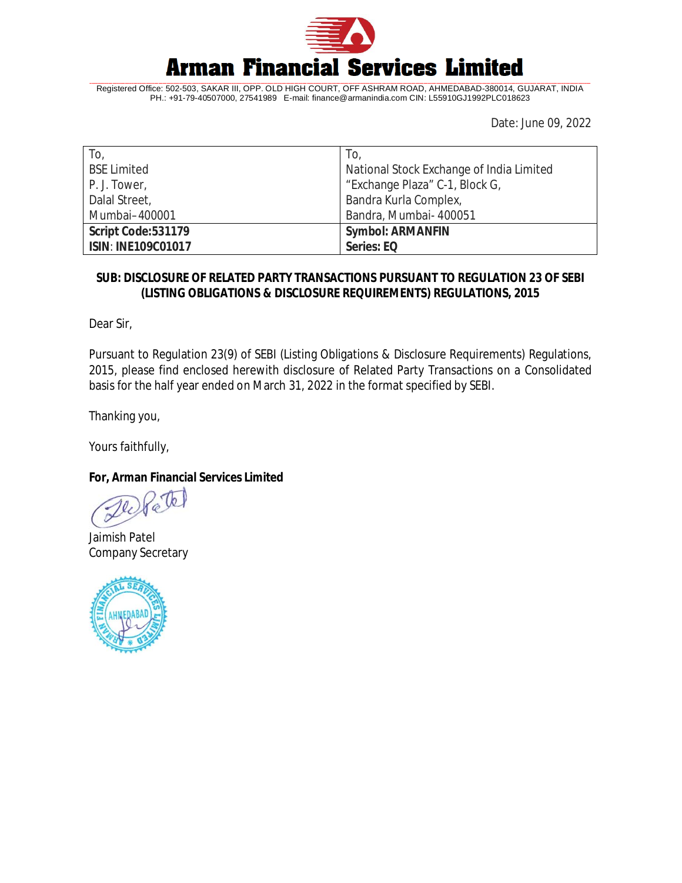# Arman Financial Services Limited

Registered Office: 502-503, SAKAR III, OPP. OLD HIGH COURT, OFF ASHRAM ROAD, AHMEDABAD-380014, GUJARAT, INDIA
PH.: +91-79-40507000, 27541989 E-mail: finance@armanindia.com CIN: L55910GJ1992PLC018623

Date: June 09, 2022

| To,<br>BSE Limited<br>P. J. Tower,<br>Dalal Street,<br>Mumbai–400001 | To,<br>National Stock Exchange of India Limited<br>"Exchange Plaza" C-1, Block G,<br>Bandra Kurla Complex,<br>Bandra, Mumbai- 400051 |
|---|---|
| **Script Code:531179**<br>**ISIN: INE109C01017** | **Symbol: ARMANFIN**<br>**Series: EQ** |

**SUB: DISCLOSURE OF RELATED PARTY TRANSACTIONS PURSUANT TO REGULATION 23 OF SEBI (LISTING OBLIGATIONS & DISCLOSURE REQUIREMENTS) REGULATIONS, 2015**

Dear Sir,

Pursuant to Regulation 23(9) of SEBI (Listing Obligations & Disclosure Requirements) Regulations, 2015, please find enclosed herewith disclosure of Related Party Transactions on a Consolidated basis for the half year ended on March 31, 2022 in the format specified by SEBI.

Thanking you,

Yours faithfully,

**For, Arman Financial Services Limited**

Jaimish Patel
Company Secretary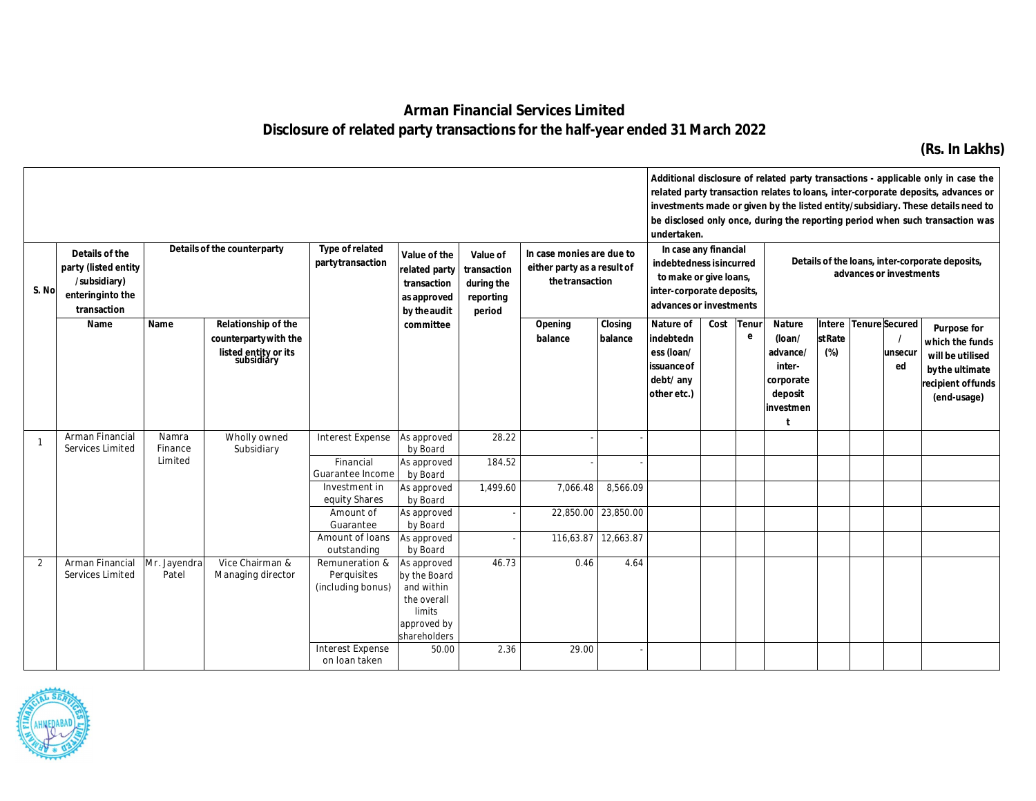# Arman Financial Services Limited

## Disclosure of related party transactions for the half-year ended 31 March 2022

**(Rs. In Lakhs)**

| S. No | Details of the party (listed entity /subsidiary) entering into the transaction | Details of the counterparty | | Type of related party transaction | Value of the related party transaction as approved by the audit committee | Value of transaction during the reporting period | In case monies are due to either party as a result of the transaction | | Additional disclosure of related party transactions - applicable only in case the related party transaction relates to loans, inter-corporate deposits, advances or investments made or given by the listed entity/subsidiary. These details need to be disclosed only once, during the reporting period when such transaction was undertaken. In case any financial indebtedness is incurred to make or give loans, inter-corporate deposits, advances or investments | | | Details of the loans, inter-corporate deposits, advances or investments | | | | |
|---|---|---|---|---|---|---|---|---|---|---|---|---|---|---|---|---|
| | Name | Name | Relationship of the counterparty with the listed entity or its subsidiary | | | | Opening balance | Closing balance | Nature of indebtedness (loan/ issuance of debt/ any other etc.) | Cost | Tenure | Nature (loan/ advance/ inter-corporate deposit investment | Interest Rate (%) | Tenure | Secured / unsecured | Purpose for which the funds will be utilised by the ultimate recipient of funds (end-usage) |
| 1 | Arman Financial Services Limited | Namra Finance Limited | Wholly owned Subsidiary | Interest Expense | As approved by Board | 28.22 | - | - | | | | | | | | |
| | | | | Financial Guarantee Income | As approved by Board | 184.52 | - | - | | | | | | | | |
| | | | | Investment in equity Shares | As approved by Board | 1,499.60 | 7,066.48 | 8,566.09 | | | | | | | | |
| | | | | Amount of Guarantee | As approved by Board | - | 22,850.00 | 23,850.00 | | | | | | | | |
| | | | | Amount of loans outstanding | As approved by Board | - | 116,63.87 | 12,663.87 | | | | | | | | |
| 2 | Arman Financial Services Limited | Mr. Jayendra Patel | Vice Chairman & Managing director | Remuneration & Perquisites (including bonus) | As approved by the Board and within the overall limits approved by shareholders | 46.73 | 0.46 | 4.64 | | | | | | | | |
| | | | | Interest Expense on loan taken | 50.00 | 2.36 | 29.00 | - | | | | | | | | |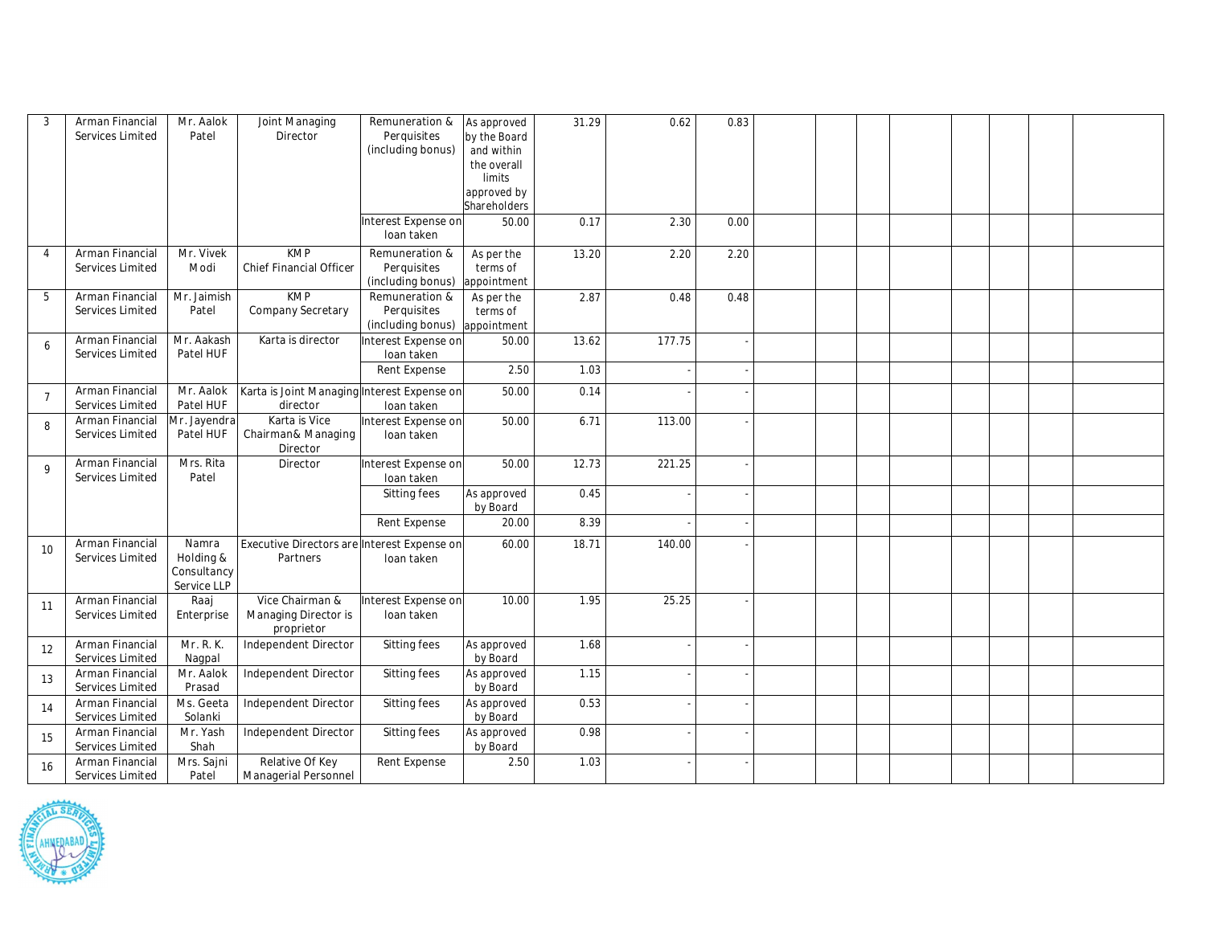| 3 | Arman Financial Services Limited | Mr. Aalok Patel | Joint Managing Director | Remuneration & Perquisites (including bonus) | As approved by the Board and within the overall limits approved by Shareholders | 31.29 | 0.62 | 0.83 | | | | | | | | |
|---|---|---|---|---|---|---|---|---|---|---|---|---|---|---|---|---|
| | | | | Interest Expense on loan taken | 50.00 | 0.17 | 2.30 | 0.00 | | | | | | | | |
| 4 | Arman Financial Services Limited | Mr. Vivek Modi | KMP Chief Financial Officer | Remuneration & Perquisites (including bonus) | As per the terms of appointment | 13.20 | 2.20 | 2.20 | | | | | | | | |
| 5 | Arman Financial Services Limited | Mr. Jaimish Patel | KMP Company Secretary | Remuneration & Perquisites (including bonus) | As per the terms of appointment | 2.87 | 0.48 | 0.48 | | | | | | | | |
| 6 | Arman Financial Services Limited | Mr. Aakash Patel HUF | Karta is director | Interest Expense on loan taken | 50.00 | 13.62 | 177.75 | - | | | | | | | | |
| | | | | Rent Expense | 2.50 | 1.03 | - | - | | | | | | | | |
| 7 | Arman Financial Services Limited | Mr. Aalok Patel HUF | Karta is Joint Managing director | Interest Expense on loan taken | 50.00 | 0.14 | - | - | | | | | | | | |
| 8 | Arman Financial Services Limited | Mr. Jayendra Patel HUF | Karta is Vice Chairman& Managing Director | Interest Expense on loan taken | 50.00 | 6.71 | 113.00 | - | | | | | | | | |
| 9 | Arman Financial Services Limited | Mrs. Rita Patel | Director | Interest Expense on loan taken | 50.00 | 12.73 | 221.25 | - | | | | | | | | |
| | | | | Sitting fees | As approved by Board | 0.45 | - | - | | | | | | | | |
| | | | | Rent Expense | 20.00 | 8.39 | - | - | | | | | | | | |
| 10 | Arman Financial Services Limited | Namra Holding & Consultancy Service LLP | Executive Directors are Partners | Interest Expense on loan taken | 60.00 | 18.71 | 140.00 | - | | | | | | | | |
| 11 | Arman Financial Services Limited | Raaj Enterprise | Vice Chairman & Managing Director is proprietor | Interest Expense on loan taken | 10.00 | 1.95 | 25.25 | - | | | | | | | | |
| 12 | Arman Financial Services Limited | Mr. R. K. Nagpal | Independent Director | Sitting fees | As approved by Board | 1.68 | - | - | | | | | | | | |
| 13 | Arman Financial Services Limited | Mr. Aalok Prasad | Independent Director | Sitting fees | As approved by Board | 1.15 | - | - | | | | | | | | |
| 14 | Arman Financial Services Limited | Ms. Geeta Solanki | Independent Director | Sitting fees | As approved by Board | 0.53 | - | - | | | | | | | | |
| 15 | Arman Financial Services Limited | Mr. Yash Shah | Independent Director | Sitting fees | As approved by Board | 0.98 | - | - | | | | | | | | |
| 16 | Arman Financial Services Limited | Mrs. Sajni Patel | Relative Of Key Managerial Personnel | Rent Expense | 2.50 | 1.03 | - | - | | | | | | | | |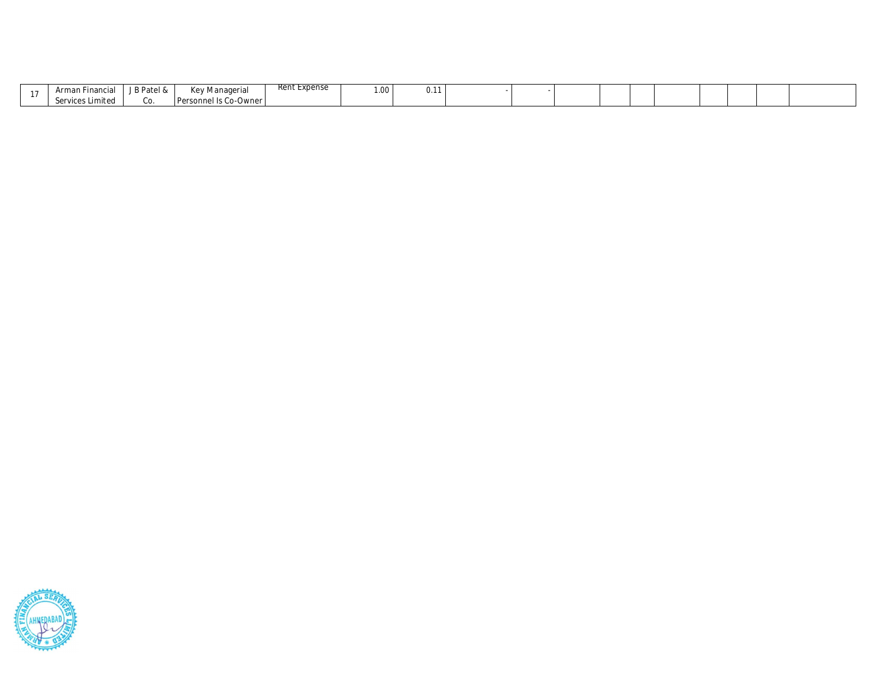| | | | | | | | | | | | | | | | |
|---|---|---|---|---|---|---|---|---|---|---|---|---|---|---|---|
| 17 | Arman Financial Services Limited | J B Patel & Co. | Key Managerial Personnel Is Co-Owner | Rent Expense | 1.00 | 0.11 | - | - | | | | | | | |